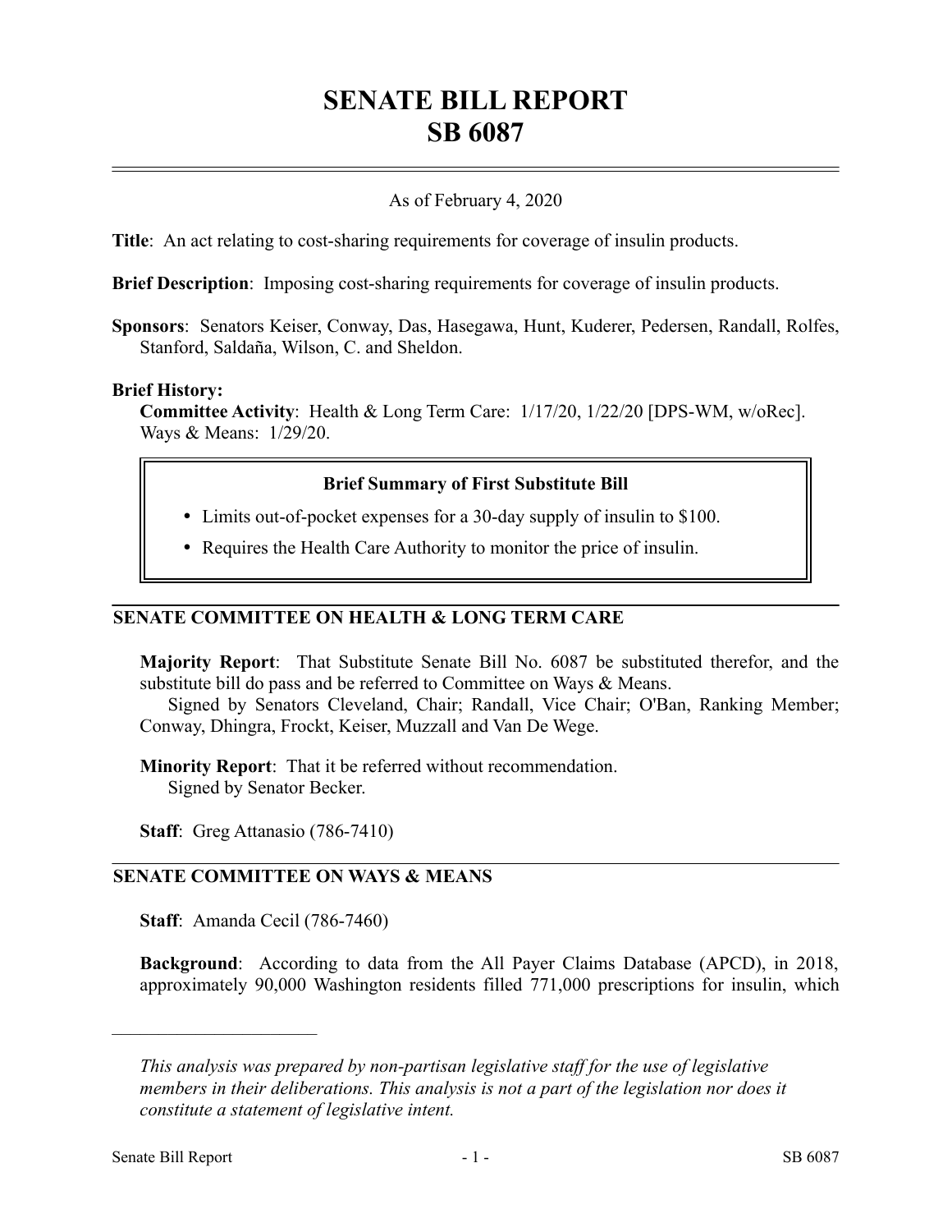# SENATE BILL REPORT
# SB 6087

As of February 4, 2020

**Title**: An act relating to cost-sharing requirements for coverage of insulin products.

**Brief Description**: Imposing cost-sharing requirements for coverage of insulin products.

**Sponsors**: Senators Keiser, Conway, Das, Hasegawa, Hunt, Kuderer, Pedersen, Randall, Rolfes, Stanford, Saldaña, Wilson, C. and Sheldon.

**Brief History:**

**Committee Activity**: Health & Long Term Care: 1/17/20, 1/22/20 [DPS-WM, w/oRec]. Ways & Means: 1/29/20.

> **Brief Summary of First Substitute Bill**
>
> - Limits out-of-pocket expenses for a 30-day supply of insulin to $100.
> - Requires the Health Care Authority to monitor the price of insulin.

## SENATE COMMITTEE ON HEALTH & LONG TERM CARE

**Majority Report**: That Substitute Senate Bill No. 6087 be substituted therefor, and the substitute bill do pass and be referred to Committee on Ways & Means.

Signed by Senators Cleveland, Chair; Randall, Vice Chair; O'Ban, Ranking Member; Conway, Dhingra, Frockt, Keiser, Muzzall and Van De Wege.

**Minority Report**: That it be referred without recommendation.

Signed by Senator Becker.

**Staff**: Greg Attanasio (786-7410)

## SENATE COMMITTEE ON WAYS & MEANS

**Staff**: Amanda Cecil (786-7460)

**Background**: According to data from the All Payer Claims Database (APCD), in 2018, approximately 90,000 Washington residents filled 771,000 prescriptions for insulin, which

---

*This analysis was prepared by non-partisan legislative staff for the use of legislative members in their deliberations. This analysis is not a part of the legislation nor does it constitute a statement of legislative intent.*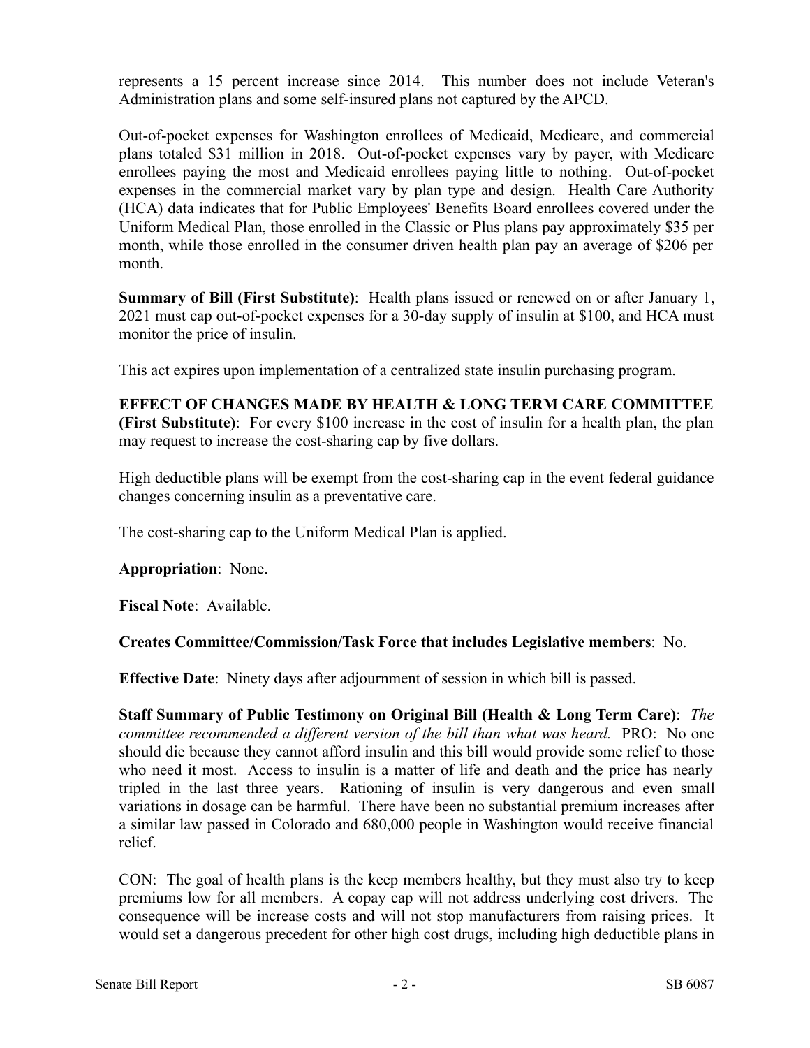represents a 15 percent increase since 2014. This number does not include Veteran's Administration plans and some self-insured plans not captured by the APCD.

Out-of-pocket expenses for Washington enrollees of Medicaid, Medicare, and commercial plans totaled $31 million in 2018. Out-of-pocket expenses vary by payer, with Medicare enrollees paying the most and Medicaid enrollees paying little to nothing. Out-of-pocket expenses in the commercial market vary by plan type and design. Health Care Authority (HCA) data indicates that for Public Employees' Benefits Board enrollees covered under the Uniform Medical Plan, those enrolled in the Classic or Plus plans pay approximately $35 per month, while those enrolled in the consumer driven health plan pay an average of $206 per month.

**Summary of Bill (First Substitute)**: Health plans issued or renewed on or after January 1, 2021 must cap out-of-pocket expenses for a 30-day supply of insulin at $100, and HCA must monitor the price of insulin.

This act expires upon implementation of a centralized state insulin purchasing program.

**EFFECT OF CHANGES MADE BY HEALTH & LONG TERM CARE COMMITTEE (First Substitute)**: For every $100 increase in the cost of insulin for a health plan, the plan may request to increase the cost-sharing cap by five dollars.

High deductible plans will be exempt from the cost-sharing cap in the event federal guidance changes concerning insulin as a preventative care.

The cost-sharing cap to the Uniform Medical Plan is applied.

**Appropriation**: None.

**Fiscal Note**: Available.

**Creates Committee/Commission/Task Force that includes Legislative members**: No.

**Effective Date**: Ninety days after adjournment of session in which bill is passed.

**Staff Summary of Public Testimony on Original Bill (Health & Long Term Care)**: *The committee recommended a different version of the bill than what was heard.* PRO: No one should die because they cannot afford insulin and this bill would provide some relief to those who need it most. Access to insulin is a matter of life and death and the price has nearly tripled in the last three years. Rationing of insulin is very dangerous and even small variations in dosage can be harmful. There have been no substantial premium increases after a similar law passed in Colorado and 680,000 people in Washington would receive financial relief.

CON: The goal of health plans is the keep members healthy, but they must also try to keep premiums low for all members. A copay cap will not address underlying cost drivers. The consequence will be increase costs and will not stop manufacturers from raising prices. It would set a dangerous precedent for other high cost drugs, including high deductible plans in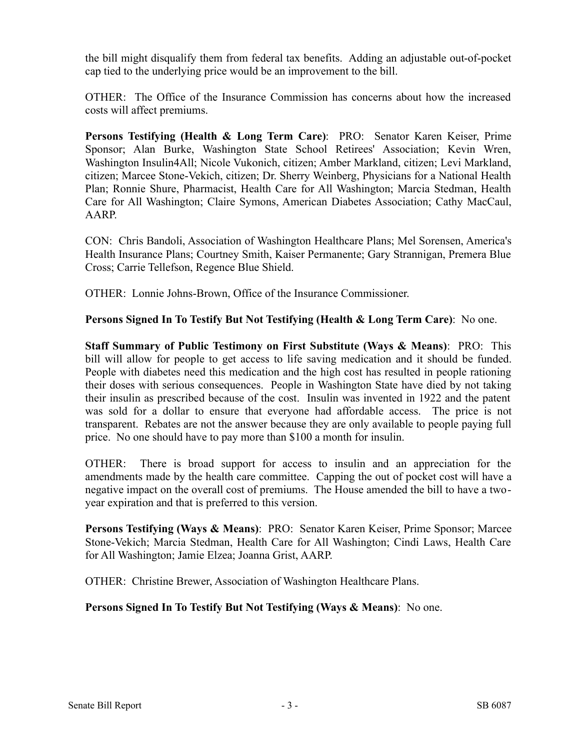the bill might disqualify them from federal tax benefits. Adding an adjustable out-of-pocket cap tied to the underlying price would be an improvement to the bill.

OTHER: The Office of the Insurance Commission has concerns about how the increased costs will affect premiums.

**Persons Testifying (Health & Long Term Care)**: PRO: Senator Karen Keiser, Prime Sponsor; Alan Burke, Washington State School Retirees' Association; Kevin Wren, Washington Insulin4All; Nicole Vukonich, citizen; Amber Markland, citizen; Levi Markland, citizen; Marcee Stone-Vekich, citizen; Dr. Sherry Weinberg, Physicians for a National Health Plan; Ronnie Shure, Pharmacist, Health Care for All Washington; Marcia Stedman, Health Care for All Washington; Claire Symons, American Diabetes Association; Cathy MacCaul, AARP.

CON: Chris Bandoli, Association of Washington Healthcare Plans; Mel Sorensen, America's Health Insurance Plans; Courtney Smith, Kaiser Permanente; Gary Strannigan, Premera Blue Cross; Carrie Tellefson, Regence Blue Shield.

OTHER: Lonnie Johns-Brown, Office of the Insurance Commissioner.

**Persons Signed In To Testify But Not Testifying (Health & Long Term Care)**: No one.

**Staff Summary of Public Testimony on First Substitute (Ways & Means)**: PRO: This bill will allow for people to get access to life saving medication and it should be funded. People with diabetes need this medication and the high cost has resulted in people rationing their doses with serious consequences. People in Washington State have died by not taking their insulin as prescribed because of the cost. Insulin was invented in 1922 and the patent was sold for a dollar to ensure that everyone had affordable access. The price is not transparent. Rebates are not the answer because they are only available to people paying full price. No one should have to pay more than $100 a month for insulin.

OTHER: There is broad support for access to insulin and an appreciation for the amendments made by the health care committee. Capping the out of pocket cost will have a negative impact on the overall cost of premiums. The House amended the bill to have a two-year expiration and that is preferred to this version.

**Persons Testifying (Ways & Means)**: PRO: Senator Karen Keiser, Prime Sponsor; Marcee Stone-Vekich; Marcia Stedman, Health Care for All Washington; Cindi Laws, Health Care for All Washington; Jamie Elzea; Joanna Grist, AARP.

OTHER: Christine Brewer, Association of Washington Healthcare Plans.

**Persons Signed In To Testify But Not Testifying (Ways & Means)**: No one.